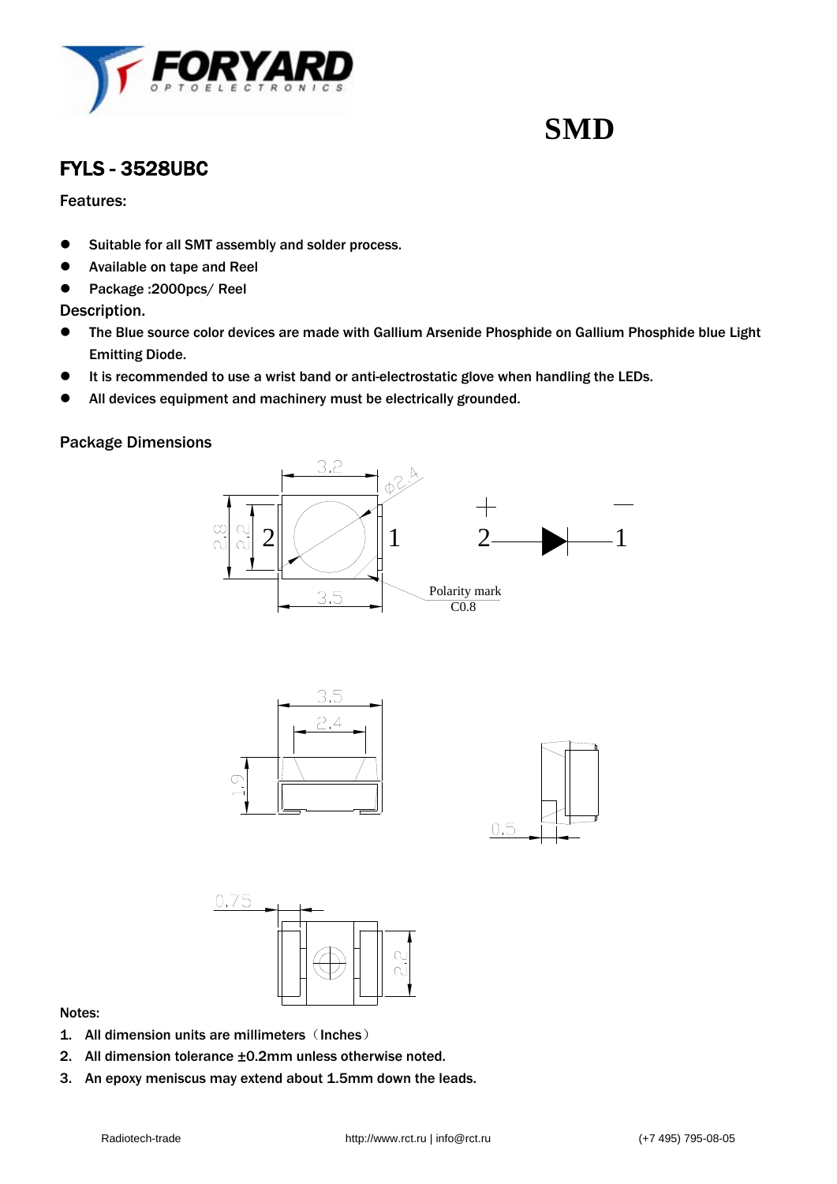FORYARD
OPTOELECTRONICS

# SMD

## FYLS - 3528UBC

### Features:

- Suitable for all SMT assembly and solder process.
- Available on tape and Reel
- Package :2000pcs/ Reel

### Description.

- The Blue source color devices are made with Gallium Arsenide Phosphide on Gallium Phosphide blue Light Emitting Diode.
- It is recommended to use a wrist band or anti-electrostatic glove when handling the LEDs.
- All devices equipment and machinery must be electrically grounded.

### Package Dimensions

3.2 φ2.4 2.8 2.2 2 1 3.5 Polarity mark C0.8

3.5 2.4 1.9 0.5

0.75 2.2

Notes:

1. All dimension units are millimeters（Inches）
2. All dimension tolerance ±0.2mm unless otherwise noted.
3. An epoxy meniscus may extend about 1.5mm down the leads.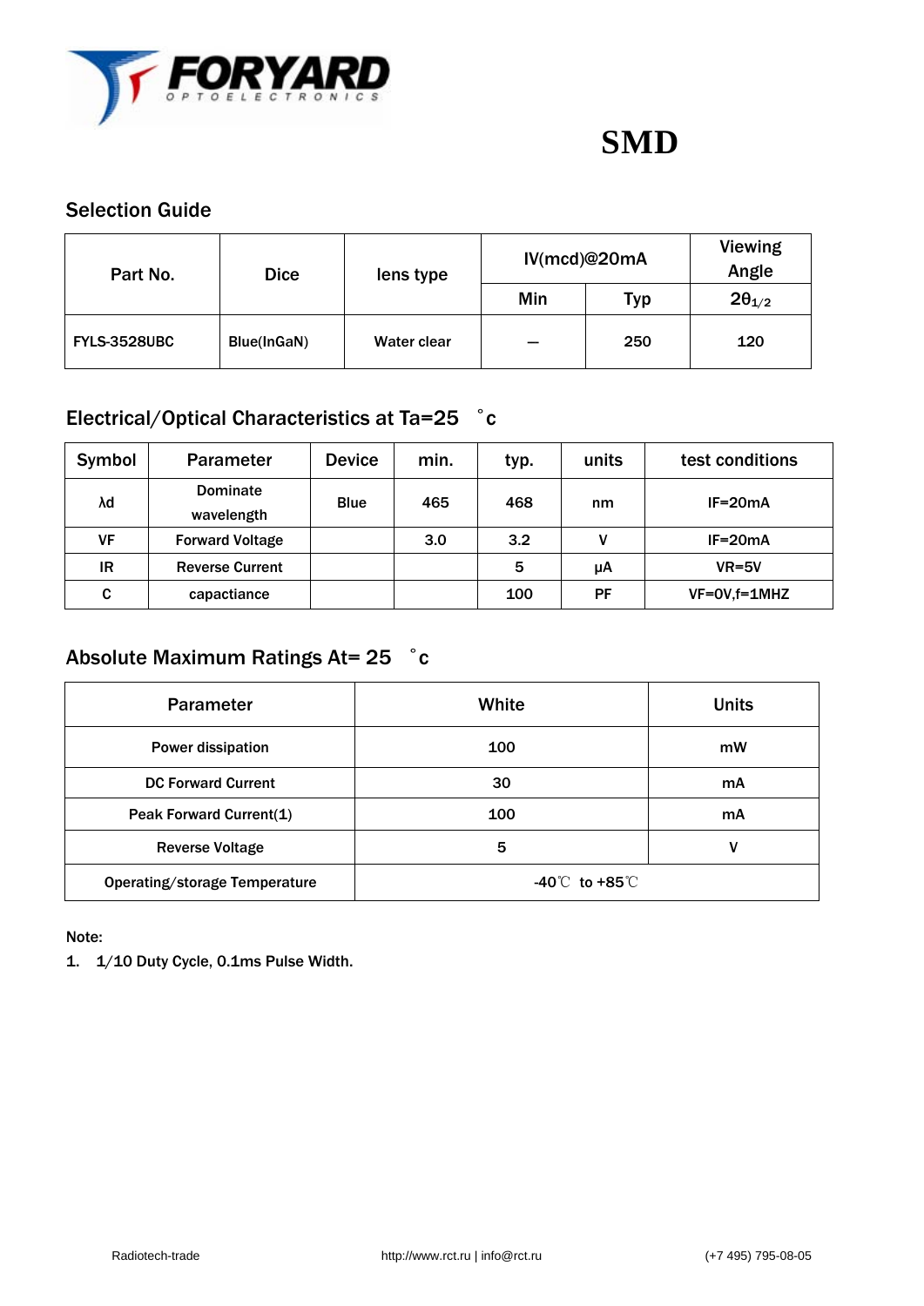# SMD

## Selection Guide

| Part No. | Dice | lens type | IV(mcd)@20mA | | Viewing Angle |
|---|---|---|---|---|---|
| | | | Min | Typ | $2\theta_{1/2}$ |
| FYLS-3528UBC | Blue(InGaN) | Water clear | — | 250 | 120 |

## Electrical/Optical Characteristics at Ta=25 ˚c

| Symbol | Parameter | Device | min. | typ. | units | test conditions |
|---|---|---|---|---|---|---|
| λd | Dominate wavelength | Blue | 465 | 468 | nm | IF=20mA |
| VF | Forward Voltage | | 3.0 | 3.2 | V | IF=20mA |
| IR | Reverse Current | | | 5 | μA | VR=5V |
| C | capactiance | | | 100 | PF | VF=0V,f=1MHZ |

## Absolute Maximum Ratings At= 25 ˚c

| Parameter | White | Units |
|---|---|---|
| Power dissipation | 100 | mW |
| DC Forward Current | 30 | mA |
| Peak Forward Current(1) | 100 | mA |
| Reverse Voltage | 5 | V |
| Operating/storage Temperature | -40℃ to +85℃ | |

Note:

1. 1/10 Duty Cycle, 0.1ms Pulse Width.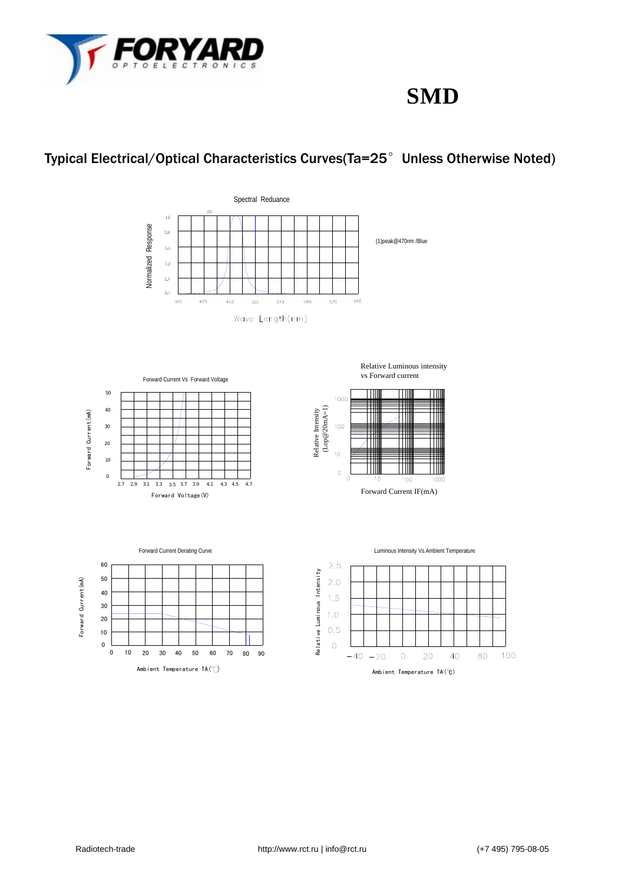# SMD

## Typical Electrical/Optical Characteristics Curves(Ta=25° Unless Otherwise Noted)

Spectral Reduance

Normalized Response

(1)peak@470nm /Blue

Wave Length(nm)

Forward Current Vs Forward Voltage

Forward Current(mA)

Forward Voltage(V)

Relative Luminous intensity vs Forward current

Relative Intensity (Lop@20mA=1)

Forward Current IF(mA)

Forward Current Derating Curve

Forward Current(mA)

Ambient Temperature TA(℃)

Luminous Intensity Vs.Ambient Temperature

Relative Luminous Intensity

Ambient Temperature TA(℃)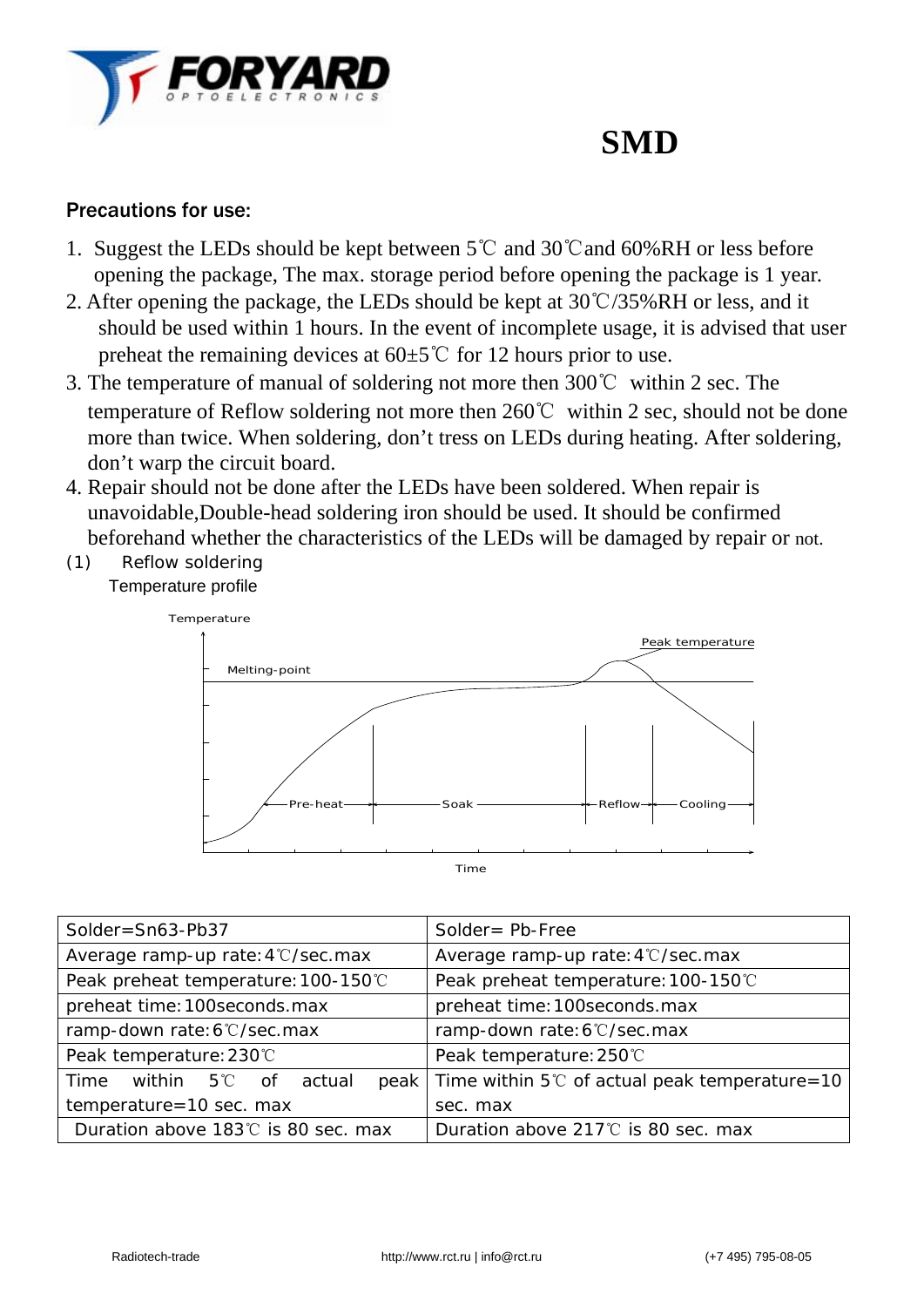# SMD

## Precautions for use:

1. Suggest the LEDs should be kept between 5℃ and 30℃and 60%RH or less before opening the package, The max. storage period before opening the package is 1 year.
2. After opening the package, the LEDs should be kept at 30℃/35%RH or less, and it should be used within 1 hours. In the event of incomplete usage, it is advised that user preheat the remaining devices at 60±5℃ for 12 hours prior to use.
3. The temperature of manual of soldering not more then 300℃ within 2 sec. The temperature of Reflow soldering not more then 260℃ within 2 sec, should not be done more than twice. When soldering, don't tress on LEDs during heating. After soldering, don't warp the circuit board.
4. Repair should not be done after the LEDs have been soldered. When repair is unavoidable,Double-head soldering iron should be used. It should be confirmed beforehand whether the characteristics of the LEDs will be damaged by repair or not.

(1) Reflow soldering

Temperature profile

Temperature

Peak temperature

Melting-point

Pre-heat — Soak — Reflow — Cooling

Time

| Solder=Sn63-Pb37 | Solder= Pb-Free |
|---|---|
| Average ramp-up rate: 4℃/sec.max | Average ramp-up rate: 4℃/sec.max |
| Peak preheat temperature: 100-150℃ | Peak preheat temperature: 100-150℃ |
| preheat time: 100seconds.max | preheat time: 100seconds.max |
| ramp-down rate: 6℃/sec.max | ramp-down rate: 6℃/sec.max |
| Peak temperature: 230℃ | Peak temperature: 250℃ |
| Time within 5℃ of actual peak temperature=10 sec. max | Time within 5℃ of actual peak temperature=10 sec. max |
| Duration above 183℃ is 80 sec. max | Duration above 217℃ is 80 sec. max |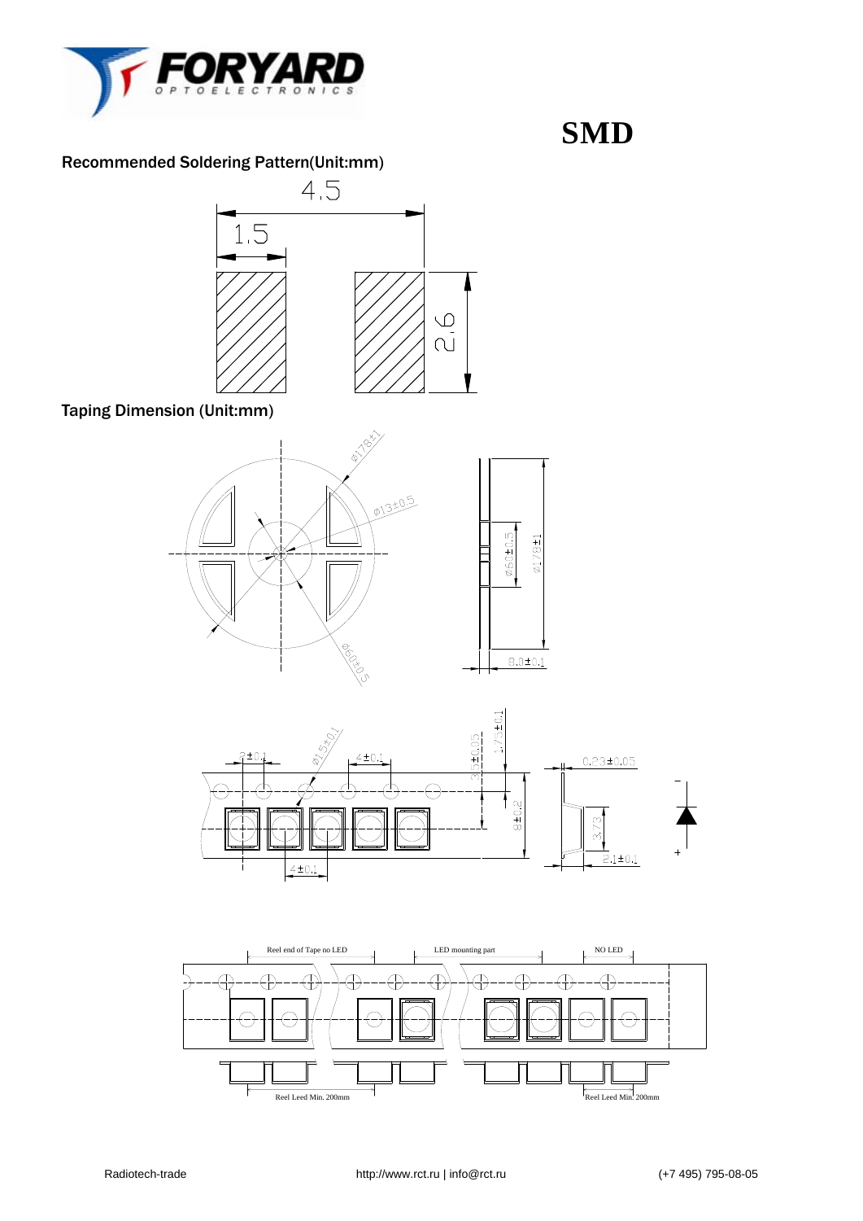# SMD

## Recommended Soldering Pattern(Unit:mm)

4.5

1.5

2.6

## Taping Dimension (Unit:mm)

Ø178±1

Ø13±0.5

Ø60±0.5

Ø60±0.5

Ø178±1

8.0±0.1

2±0.1

Ø1.5±0.1

4±0.1

3.5±0.05

1.75±0.1

0.23±0.05

8±0.2

3.73

2.1±0.1

4±0.1

Reel end of Tape no LED

LED mounting part

NO LED

Reel Leed Min. 200mm

Reel Leed Min. 200mm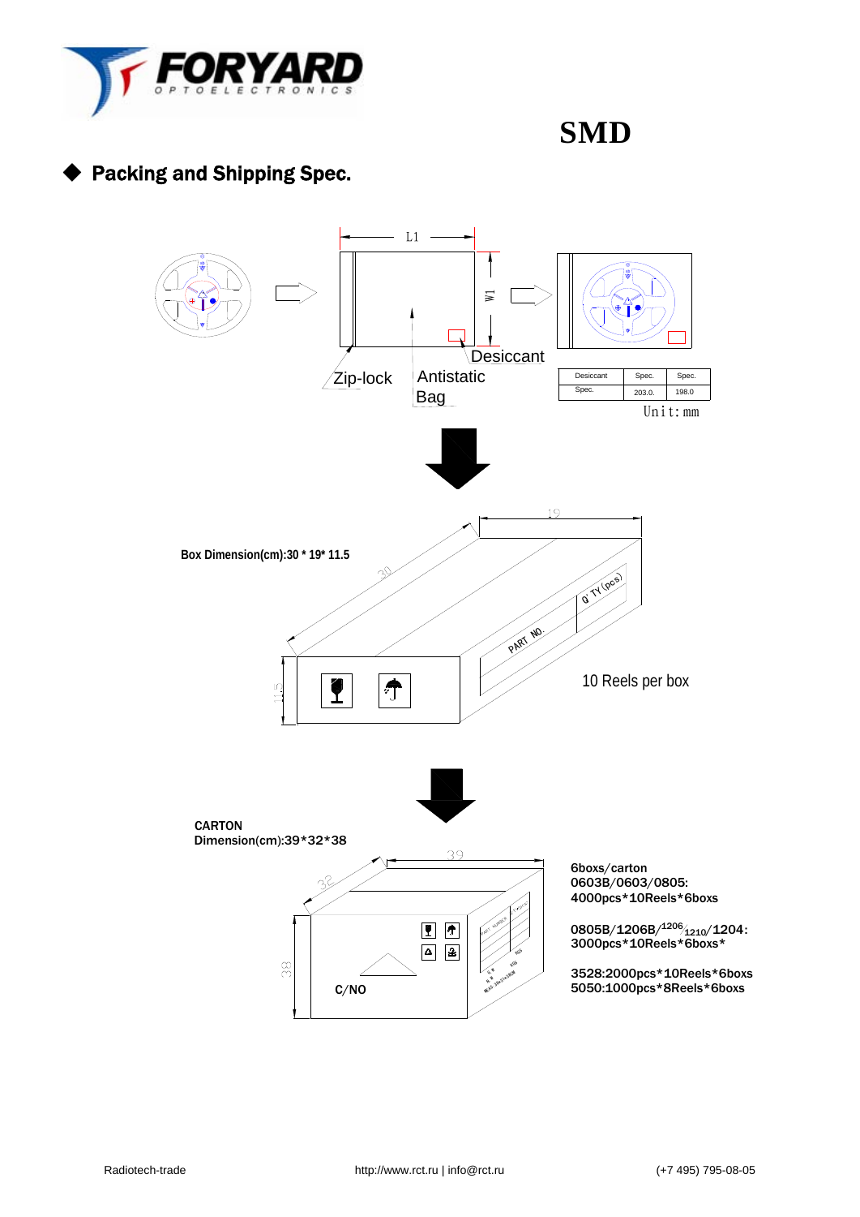SMD

## ◆ Packing and Shipping Spec.

L1

W1

Zip-lock

Antistatic Bag

Desiccant

| Desiccant | Spec. | Spec. |
|---|---|---|
| Spec. | 203.0. | 198.0 |

Unit: mm

Box Dimension(cm):30 * 19* 11.5

30

19

11.5

PART NO.

Q'TY(pcs)

10 Reels per box

CARTON Dimension(cm):39*32*38

39

32

38

C/NO

6boxs/carton
0603B/0603/0805:
4000pcs*10Reels*6boxs

0805B/1206B/$^{1206}$/$_{1210}$/1204:
3000pcs*10Reels*6boxs*

3528:2000pcs*10Reels*6boxs
5050:1000pcs*8Reels*6boxs